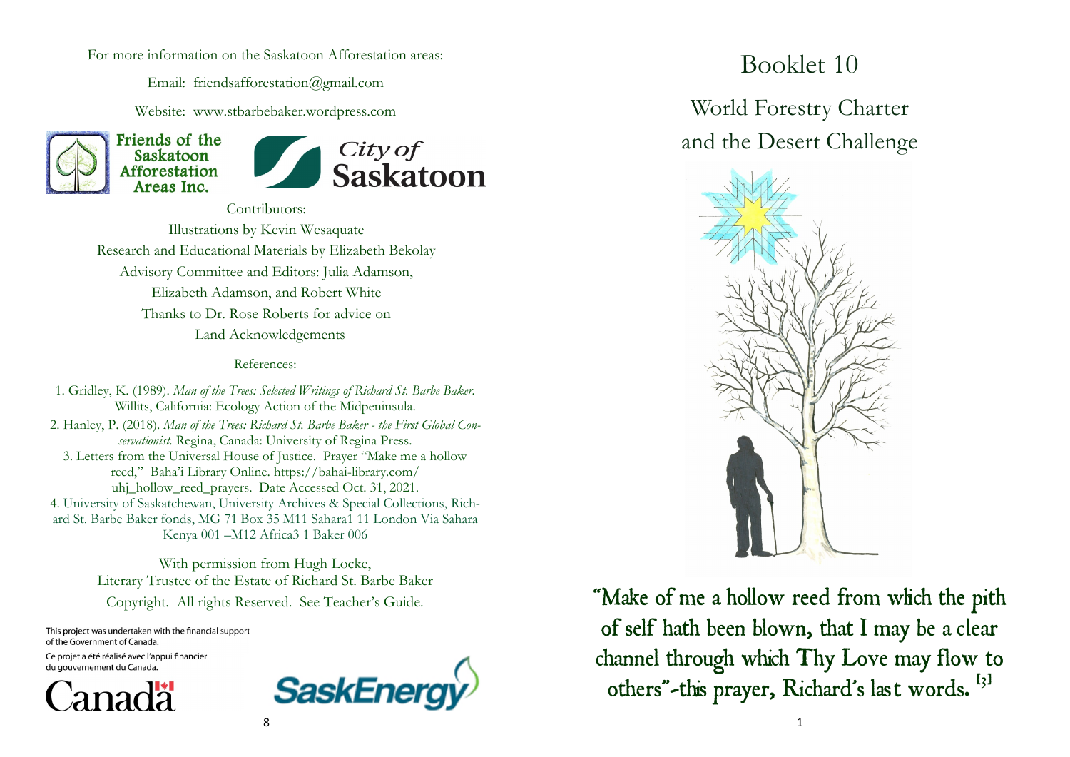For more information on the Saskatoon Afforestation areas:

Email: friendsafforestation@gmail.com

Website: www.stbarbebaker.wordpress.com

Friends of the Saskatoon Afforestation Areas Inc.

City of Saskatoon

Contributors:

Illustrations by Kevin Wesaquate

Research and Educational Materials by Elizabeth Bekolay

Advisory Committee and Editors: Julia Adamson, Elizabeth Adamson, and Robert White

Thanks to Dr. Rose Roberts for advice on Land Acknowledgements

References:

1. Gridley, K. (1989). *Man of the Trees: Selected Writings of Richard St. Barbe Baker.* Willits, California: Ecology Action of the Midpeninsula.
2. Hanley, P. (2018). *Man of the Trees: Richard St. Barbe Baker - the First Global Conservationist.* Regina, Canada: University of Regina Press.
3. Letters from the Universal House of Justice. Prayer "Make me a hollow reed," Baha'i Library Online. https://bahai-library.com/uhj_hollow_reed_prayers. Date Accessed Oct. 31, 2021.
4. University of Saskatchewan, University Archives & Special Collections, Richard St. Barbe Baker fonds, MG 71 Box 35 M11 Sahara1 11 London Via Sahara Kenya 001 –M12 Africa3 1 Baker 006

With permission from Hugh Locke, Literary Trustee of the Estate of Richard St. Barbe Baker

Copyright. All rights Reserved. See Teacher's Guide.

This project was undertaken with the financial support of the Government of Canada.

Ce projet a été réalisé avec l'appui financier du gouvernement du Canada.

Canada

SaskEnergy

# Booklet 10

## World Forestry Charter and the Desert Challenge

"Make of me a hollow reed from which the pith of self hath been blown, that I may be a clear channel through which Thy Love may flow to others"-this prayer, Richard's last words. [3]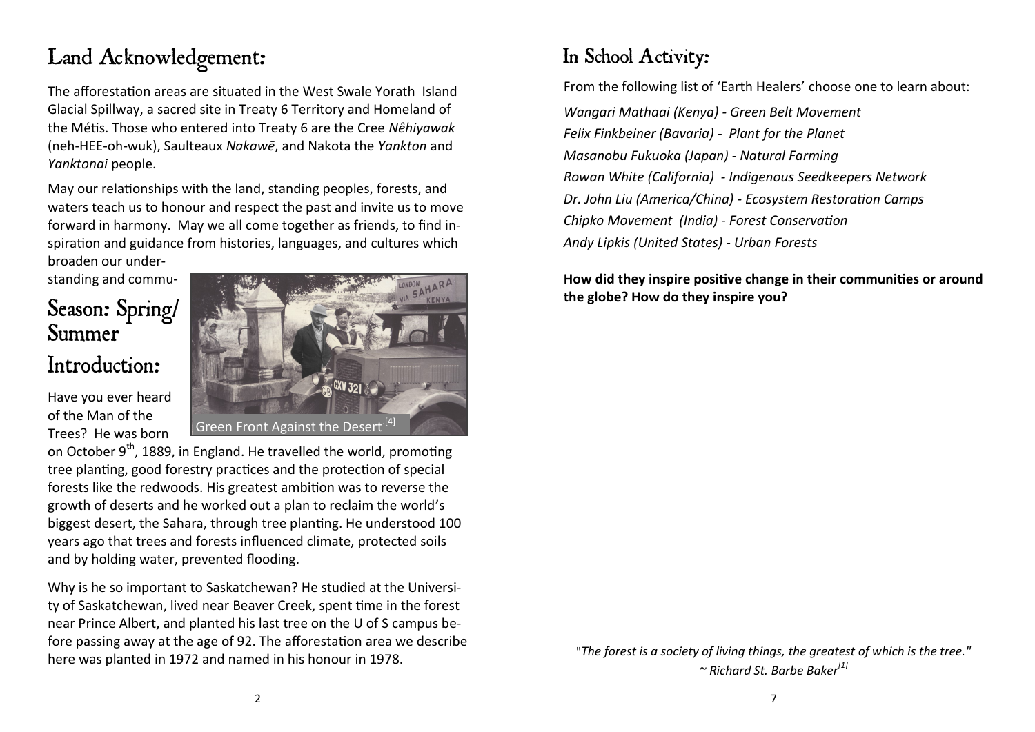# Land Acknowledgement:

The afforestation areas are situated in the West Swale Yorath Island Glacial Spillway, a sacred site in Treaty 6 Territory and Homeland of the Métis. Those who entered into Treaty 6 are the Cree *Nêhiyawak* (neh-HEE-oh-wuk), Saulteaux *Nakawē*, and Nakota the *Yankton* and *Yanktonai* people.

May our relationships with the land, standing peoples, forests, and waters teach us to honour and respect the past and invite us to move forward in harmony. May we all come together as friends, to find inspiration and guidance from histories, languages, and cultures which broaden our understanding and commu-

# Season: Spring/ Summer

# Introduction:

Green Front Against the Desert [4]

Have you ever heard of the Man of the Trees? He was born on October 9th, 1889, in England. He travelled the world, promoting tree planting, good forestry practices and the protection of special forests like the redwoods. His greatest ambition was to reverse the growth of deserts and he worked out a plan to reclaim the world's biggest desert, the Sahara, through tree planting. He understood 100 years ago that trees and forests influenced climate, protected soils and by holding water, prevented flooding.

Why is he so important to Saskatchewan? He studied at the University of Saskatchewan, lived near Beaver Creek, spent time in the forest near Prince Albert, and planted his last tree on the U of S campus before passing away at the age of 92. The afforestation area we describe here was planted in 1972 and named in his honour in 1978.

# In School Activity:

From the following list of 'Earth Healers' choose one to learn about:

*Wangari Mathaai (Kenya) - Green Belt Movement*
*Felix Finkbeiner (Bavaria) - Plant for the Planet*
*Masanobu Fukuoka (Japan) - Natural Farming*
*Rowan White (California) - Indigenous Seedkeepers Network*
*Dr. John Liu (America/China) - Ecosystem Restoration Camps*
*Chipko Movement (India) - Forest Conservation*
*Andy Lipkis (United States) - Urban Forests*

**How did they inspire positive change in their communities or around the globe? How do they inspire you?**

"*The forest is a society of living things, the greatest of which is the tree.*"
*~ Richard St. Barbe Baker[1]*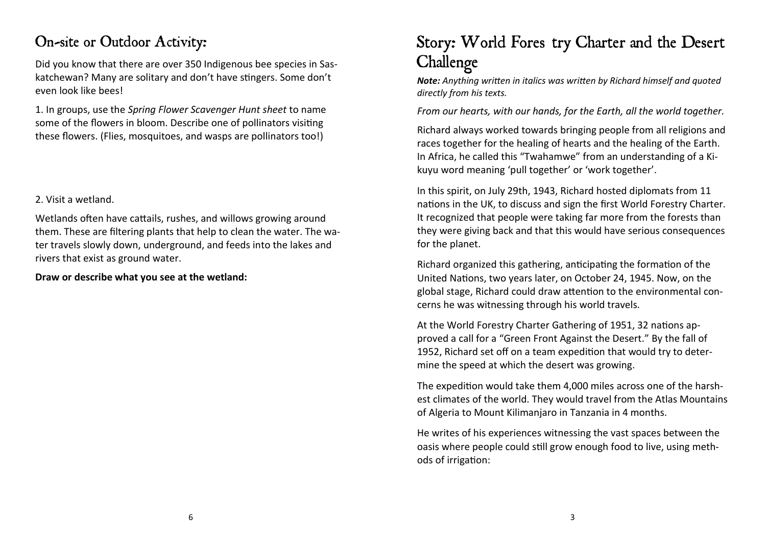## On-site or Outdoor Activity:

Did you know that there are over 350 Indigenous bee species in Saskatchewan? Many are solitary and don't have stingers. Some don't even look like bees!

1. In groups, use the *Spring Flower Scavenger Hunt sheet* to name some of the flowers in bloom. Describe one of pollinators visiting these flowers. (Flies, mosquitoes, and wasps are pollinators too!)

2. Visit a wetland.

Wetlands often have cattails, rushes, and willows growing around them. These are filtering plants that help to clean the water. The water travels slowly down, underground, and feeds into the lakes and rivers that exist as ground water.

**Draw or describe what you see at the wetland:**

## Story: World Forestry Charter and the Desert Challenge

***Note:*** *Anything written in italics was written by Richard himself and quoted directly from his texts.*

*From our hearts, with our hands, for the Earth, all the world together.*

Richard always worked towards bringing people from all religions and races together for the healing of hearts and the healing of the Earth. In Africa, he called this "Twahamwe" from an understanding of a Kikuyu word meaning 'pull together' or 'work together'.

In this spirit, on July 29th, 1943, Richard hosted diplomats from 11 nations in the UK, to discuss and sign the first World Forestry Charter. It recognized that people were taking far more from the forests than they were giving back and that this would have serious consequences for the planet.

Richard organized this gathering, anticipating the formation of the United Nations, two years later, on October 24, 1945. Now, on the global stage, Richard could draw attention to the environmental concerns he was witnessing through his world travels.

At the World Forestry Charter Gathering of 1951, 32 nations approved a call for a "Green Front Against the Desert." By the fall of 1952, Richard set off on a team expedition that would try to determine the speed at which the desert was growing.

The expedition would take them 4,000 miles across one of the harshest climates of the world. They would travel from the Atlas Mountains of Algeria to Mount Kilimanjaro in Tanzania in 4 months.

He writes of his experiences witnessing the vast spaces between the oasis where people could still grow enough food to live, using methods of irrigation: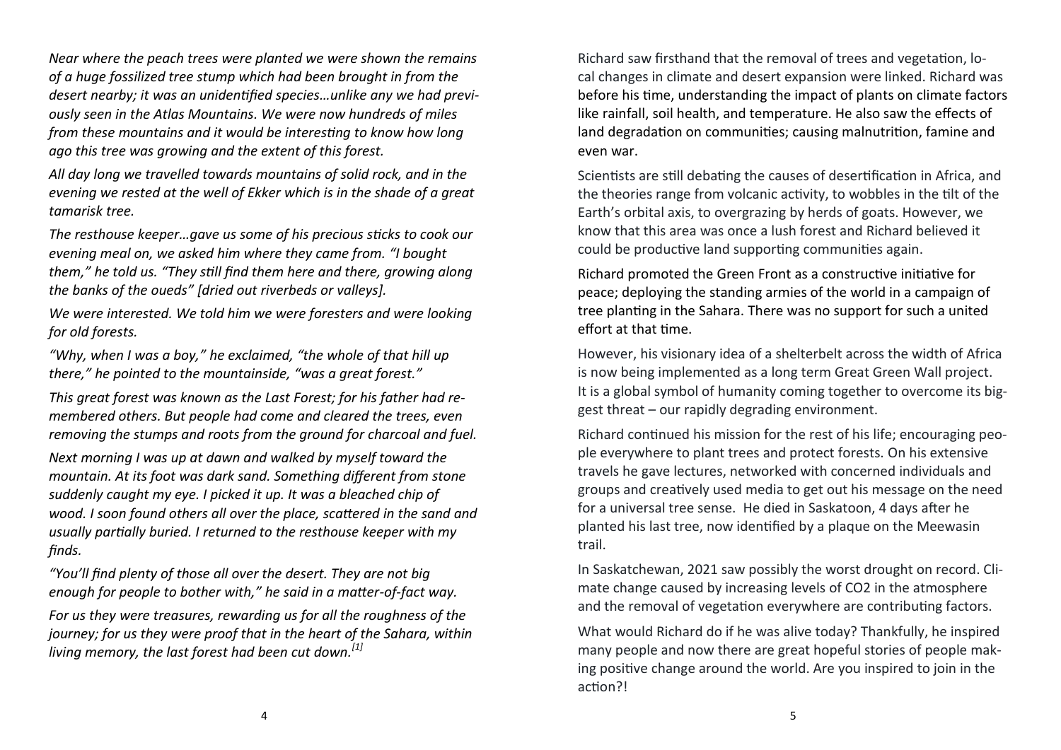*Near where the peach trees were planted we were shown the remains of a huge fossilized tree stump which had been brought in from the desert nearby; it was an unidentified species…unlike any we had previously seen in the Atlas Mountains. We were now hundreds of miles from these mountains and it would be interesting to know how long ago this tree was growing and the extent of this forest.*

*All day long we travelled towards mountains of solid rock, and in the evening we rested at the well of Ekker which is in the shade of a great tamarisk tree.*

*The resthouse keeper…gave us some of his precious sticks to cook our evening meal on, we asked him where they came from. "I bought them," he told us. "They still find them here and there, growing along the banks of the oueds" [dried out riverbeds or valleys].*

*We were interested. We told him we were foresters and were looking for old forests.*

*"Why, when I was a boy," he exclaimed, "the whole of that hill up there," he pointed to the mountainside, "was a great forest."*

*This great forest was known as the Last Forest; for his father had remembered others. But people had come and cleared the trees, even removing the stumps and roots from the ground for charcoal and fuel.*

*Next morning I was up at dawn and walked by myself toward the mountain. At its foot was dark sand. Something different from stone suddenly caught my eye. I picked it up. It was a bleached chip of wood. I soon found others all over the place, scattered in the sand and usually partially buried. I returned to the resthouse keeper with my finds.*

*"You'll find plenty of those all over the desert. They are not big enough for people to bother with," he said in a matter-of-fact way.*

*For us they were treasures, rewarding us for all the roughness of the journey; for us they were proof that in the heart of the Sahara, within living memory, the last forest had been cut down.*[1]

Richard saw firsthand that the removal of trees and vegetation, local changes in climate and desert expansion were linked. Richard was before his time, understanding the impact of plants on climate factors like rainfall, soil health, and temperature. He also saw the effects of land degradation on communities; causing malnutrition, famine and even war.

Scientists are still debating the causes of desertification in Africa, and the theories range from volcanic activity, to wobbles in the tilt of the Earth's orbital axis, to overgrazing by herds of goats. However, we know that this area was once a lush forest and Richard believed it could be productive land supporting communities again.

Richard promoted the Green Front as a constructive initiative for peace; deploying the standing armies of the world in a campaign of tree planting in the Sahara. There was no support for such a united effort at that time.

However, his visionary idea of a shelterbelt across the width of Africa is now being implemented as a long term Great Green Wall project. It is a global symbol of humanity coming together to overcome its biggest threat – our rapidly degrading environment.

Richard continued his mission for the rest of his life; encouraging people everywhere to plant trees and protect forests. On his extensive travels he gave lectures, networked with concerned individuals and groups and creatively used media to get out his message on the need for a universal tree sense. He died in Saskatoon, 4 days after he planted his last tree, now identified by a plaque on the Meewasin trail.

In Saskatchewan, 2021 saw possibly the worst drought on record. Climate change caused by increasing levels of $CO_2$ in the atmosphere and the removal of vegetation everywhere are contributing factors.

What would Richard do if he was alive today? Thankfully, he inspired many people and now there are great hopeful stories of people making positive change around the world. Are you inspired to join in the action?!